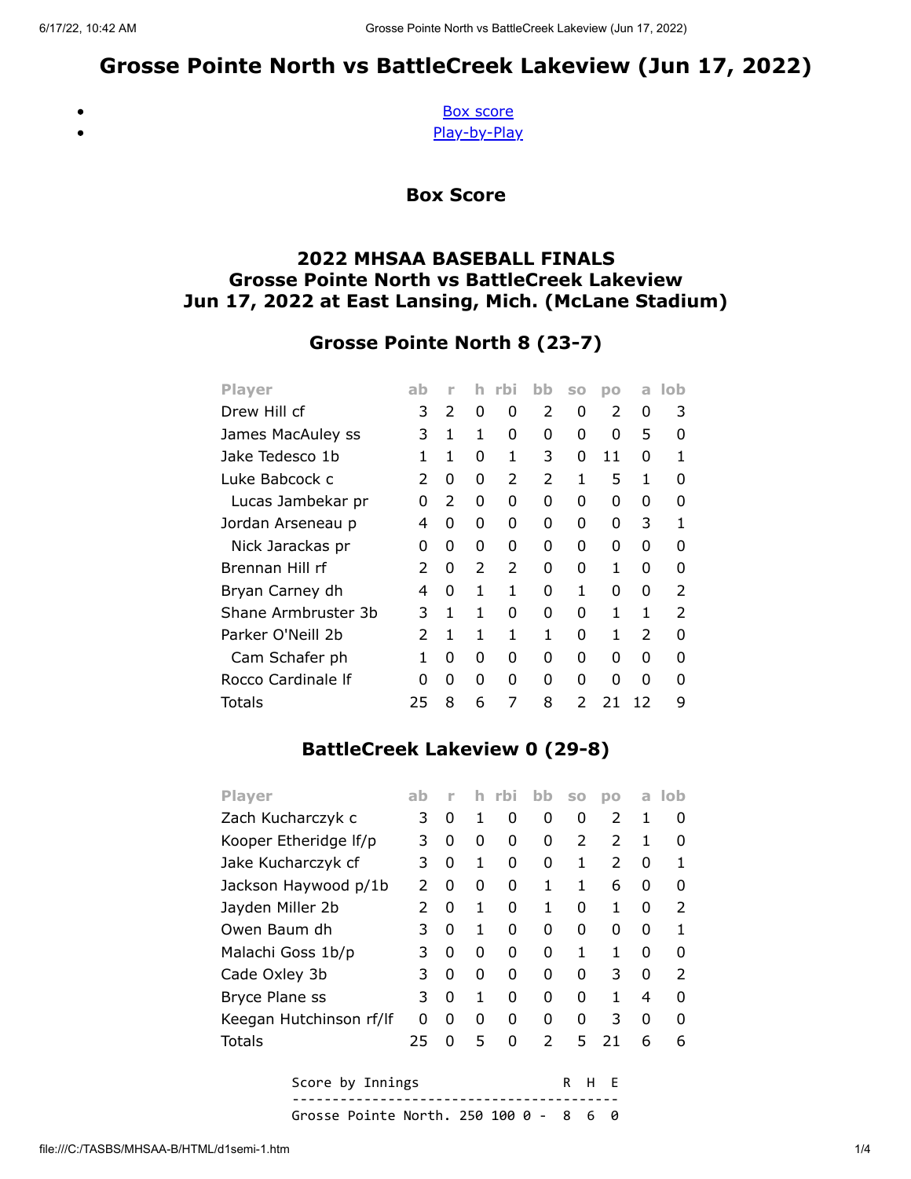# Grosse Pointe North vs BattleCreek Lakeview (Jun 17, 2022)

- Box score
- Play-by-Play

## Box Score

### 2022 MHSAA BASEBALL FINALS
### Grosse Pointe North vs BattleCreek Lakeview
### Jun 17, 2022 at East Lansing, Mich. (McLane Stadium)

### Grosse Pointe North 8 (23-7)

| Player | ab | r | h | rbi | bb | so | po | a | lob |
|---|---|---|---|---|---|---|---|---|---|
| Drew Hill cf | 3 | 2 | 0 | 0 | 2 | 0 | 2 | 0 | 3 |
| James MacAuley ss | 3 | 1 | 1 | 0 | 0 | 0 | 0 | 5 | 0 |
| Jake Tedesco 1b | 1 | 1 | 0 | 1 | 3 | 0 | 11 | 0 | 1 |
| Luke Babcock c | 2 | 0 | 0 | 2 | 2 | 1 | 5 | 1 | 0 |
| Lucas Jambekar pr | 0 | 2 | 0 | 0 | 0 | 0 | 0 | 0 | 0 |
| Jordan Arseneau p | 4 | 0 | 0 | 0 | 0 | 0 | 0 | 3 | 1 |
| Nick Jarackas pr | 0 | 0 | 0 | 0 | 0 | 0 | 0 | 0 | 0 |
| Brennan Hill rf | 2 | 0 | 2 | 2 | 0 | 0 | 1 | 0 | 0 |
| Bryan Carney dh | 4 | 0 | 1 | 1 | 0 | 1 | 0 | 0 | 2 |
| Shane Armbruster 3b | 3 | 1 | 1 | 0 | 0 | 0 | 1 | 1 | 2 |
| Parker O'Neill 2b | 2 | 1 | 1 | 1 | 1 | 0 | 1 | 2 | 0 |
| Cam Schafer ph | 1 | 0 | 0 | 0 | 0 | 0 | 0 | 0 | 0 |
| Rocco Cardinale lf | 0 | 0 | 0 | 0 | 0 | 0 | 0 | 0 | 0 |
| Totals | 25 | 8 | 6 | 7 | 8 | 2 | 21 | 12 | 9 |

### BattleCreek Lakeview 0 (29-8)

| Player | ab | r | h | rbi | bb | so | po | a | lob |
|---|---|---|---|---|---|---|---|---|---|
| Zach Kucharczyk c | 3 | 0 | 1 | 0 | 0 | 0 | 2 | 1 | 0 |
| Kooper Etheridge lf/p | 3 | 0 | 0 | 0 | 0 | 2 | 2 | 1 | 0 |
| Jake Kucharczyk cf | 3 | 0 | 1 | 0 | 0 | 1 | 2 | 0 | 1 |
| Jackson Haywood p/1b | 2 | 0 | 0 | 0 | 1 | 1 | 6 | 0 | 0 |
| Jayden Miller 2b | 2 | 0 | 1 | 0 | 1 | 0 | 1 | 0 | 2 |
| Owen Baum dh | 3 | 0 | 1 | 0 | 0 | 0 | 0 | 0 | 1 |
| Malachi Goss 1b/p | 3 | 0 | 0 | 0 | 0 | 1 | 1 | 0 | 0 |
| Cade Oxley 3b | 3 | 0 | 0 | 0 | 0 | 0 | 3 | 0 | 2 |
| Bryce Plane ss | 3 | 0 | 1 | 0 | 0 | 0 | 1 | 4 | 0 |
| Keegan Hutchinson rf/lf | 0 | 0 | 0 | 0 | 0 | 0 | 3 | 0 | 0 |
| Totals | 25 | 0 | 5 | 0 | 2 | 5 | 21 | 6 | 6 |

```
Score by Innings                 R  H  E
----------------------------------------
Grosse Pointe North. 250 100 0 - 8  6  0
```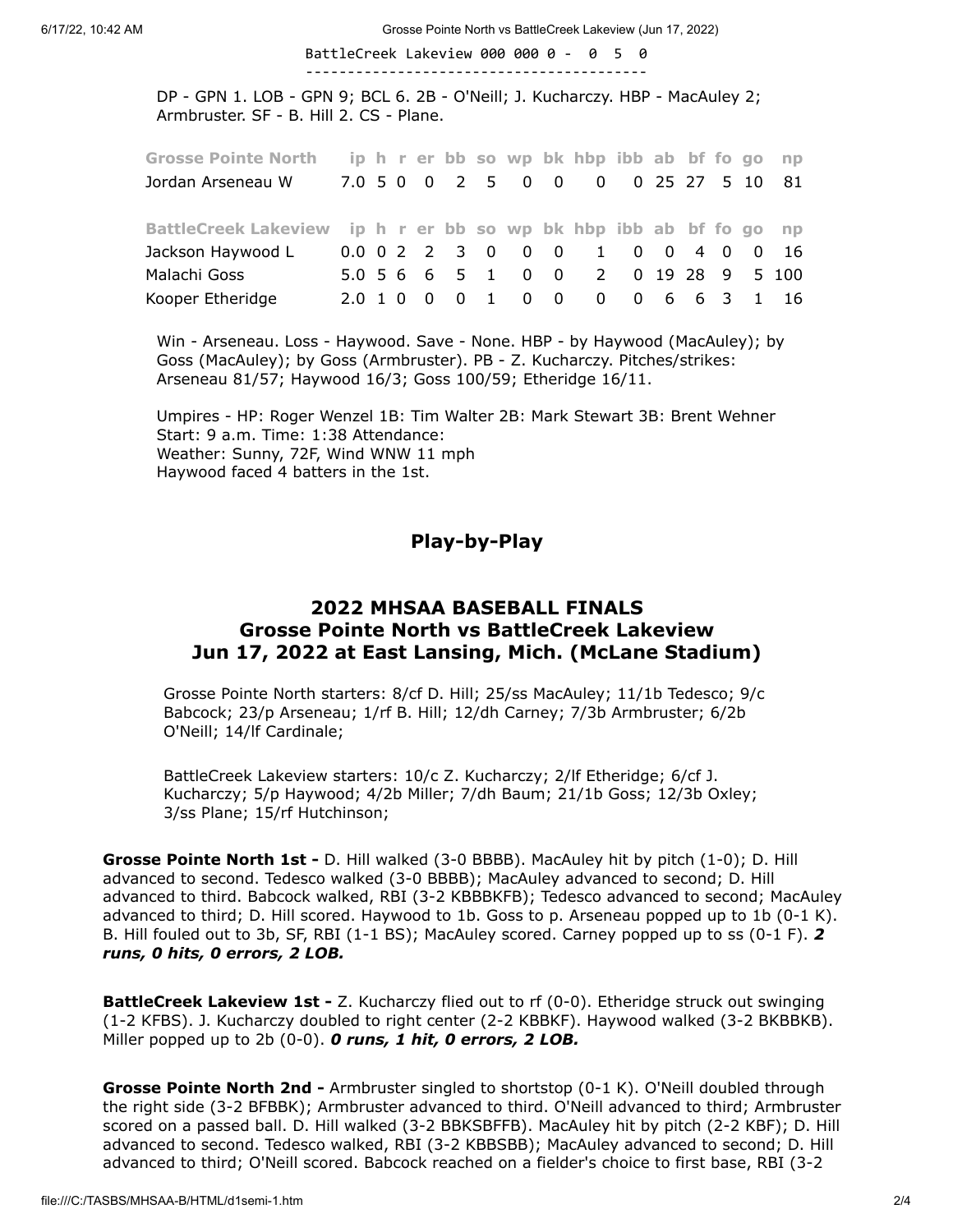```
BattleCreek Lakeview 000 000 0 -  0  5  0
----------------------------------------
```

DP - GPN 1. LOB - GPN 9; BCL 6. 2B - O'Neill; J. Kucharczy. HBP - MacAuley 2; Armbruster. SF - B. Hill 2. CS - Plane.

| Grosse Pointe North | ip | h | r | er | bb | so | wp | bk | hbp | ibb | ab | bf | fo | go | np |
|---|---|---|---|---|---|---|---|---|---|---|---|---|---|---|---|
| Jordan Arseneau W | 7.0 | 5 | 0 | 0 | 2 | 5 | 0 | 0 | 0 | 0 | 25 | 27 | 5 | 10 | 81 |

| BattleCreek Lakeview | ip | h | r | er | bb | so | wp | bk | hbp | ibb | ab | bf | fo | go | np |
|---|---|---|---|---|---|---|---|---|---|---|---|---|---|---|---|
| Jackson Haywood L | 0.0 | 0 | 2 | 2 | 3 | 0 | 0 | 0 | 1 | 0 | 0 | 4 | 0 | 0 | 16 |
| Malachi Goss | 5.0 | 5 | 6 | 6 | 5 | 1 | 0 | 0 | 2 | 0 | 19 | 28 | 9 | 5 | 100 |
| Kooper Etheridge | 2.0 | 1 | 0 | 0 | 0 | 1 | 0 | 0 | 0 | 0 | 6 | 6 | 3 | 1 | 16 |

Win - Arseneau. Loss - Haywood. Save - None. HBP - by Haywood (MacAuley); by Goss (MacAuley); by Goss (Armbruster). PB - Z. Kucharczy. Pitches/strikes: Arseneau 81/57; Haywood 16/3; Goss 100/59; Etheridge 16/11.

Umpires - HP: Roger Wenzel 1B: Tim Walter 2B: Mark Stewart 3B: Brent Wehner
Start: 9 a.m. Time: 1:38 Attendance:
Weather: Sunny, 72F, Wind WNW 11 mph
Haywood faced 4 batters in the 1st.

## Play-by-Play

## 2022 MHSAA BASEBALL FINALS
## Grosse Pointe North vs BattleCreek Lakeview
## Jun 17, 2022 at East Lansing, Mich. (McLane Stadium)

Grosse Pointe North starters: 8/cf D. Hill; 25/ss MacAuley; 11/1b Tedesco; 9/c Babcock; 23/p Arseneau; 1/rf B. Hill; 12/dh Carney; 7/3b Armbruster; 6/2b O'Neill; 14/lf Cardinale;

BattleCreek Lakeview starters: 10/c Z. Kucharczy; 2/lf Etheridge; 6/cf J. Kucharczy; 5/p Haywood; 4/2b Miller; 7/dh Baum; 21/1b Goss; 12/3b Oxley; 3/ss Plane; 15/rf Hutchinson;

**Grosse Pointe North 1st -** D. Hill walked (3-0 BBBB). MacAuley hit by pitch (1-0); D. Hill advanced to second. Tedesco walked (3-0 BBBB); MacAuley advanced to second; D. Hill advanced to third. Babcock walked, RBI (3-2 KBBBKFB); Tedesco advanced to second; MacAuley advanced to third; D. Hill scored. Haywood to 1b. Goss to p. Arseneau popped up to 1b (0-1 K). B. Hill fouled out to 3b, SF, RBI (1-1 BS); MacAuley scored. Carney popped up to ss (0-1 F). ***2 runs, 0 hits, 0 errors, 2 LOB.***

**BattleCreek Lakeview 1st -** Z. Kucharczy flied out to rf (0-0). Etheridge struck out swinging (1-2 KFBS). J. Kucharczy doubled to right center (2-2 KBBKF). Haywood walked (3-2 BKBBKB). Miller popped up to 2b (0-0). ***0 runs, 1 hit, 0 errors, 2 LOB.***

**Grosse Pointe North 2nd -** Armbruster singled to shortstop (0-1 K). O'Neill doubled through the right side (3-2 BFBBK); Armbruster advanced to third. O'Neill advanced to third; Armbruster scored on a passed ball. D. Hill walked (3-2 BBKSBFFB). MacAuley hit by pitch (2-2 KBF); D. Hill advanced to second. Tedesco walked, RBI (3-2 KBBSBB); MacAuley advanced to second; D. Hill advanced to third; O'Neill scored. Babcock reached on a fielder's choice to first base, RBI (3-2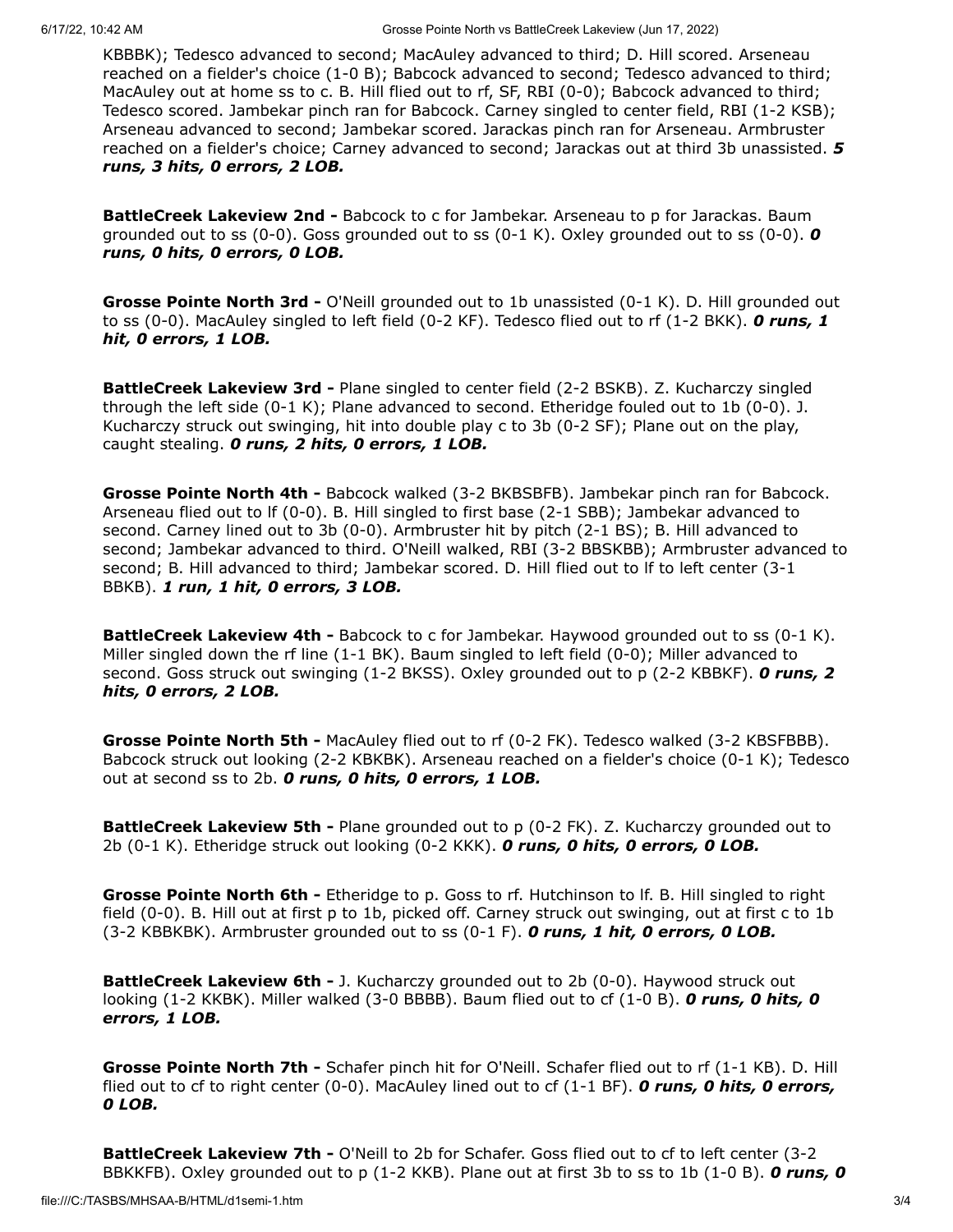KBBBK); Tedesco advanced to second; MacAuley advanced to third; D. Hill scored. Arseneau reached on a fielder's choice (1-0 B); Babcock advanced to second; Tedesco advanced to third; MacAuley out at home ss to c. B. Hill flied out to rf, SF, RBI (0-0); Babcock advanced to third; Tedesco scored. Jambekar pinch ran for Babcock. Carney singled to center field, RBI (1-2 KSB); Arseneau advanced to second; Jambekar scored. Jarackas pinch ran for Arseneau. Armbruster reached on a fielder's choice; Carney advanced to second; Jarackas out at third 3b unassisted. ***5 runs, 3 hits, 0 errors, 2 LOB.***

**BattleCreek Lakeview 2nd -** Babcock to c for Jambekar. Arseneau to p for Jarackas. Baum grounded out to ss (0-0). Goss grounded out to ss (0-1 K). Oxley grounded out to ss (0-0). ***0 runs, 0 hits, 0 errors, 0 LOB.***

**Grosse Pointe North 3rd -** O'Neill grounded out to 1b unassisted (0-1 K). D. Hill grounded out to ss (0-0). MacAuley singled to left field (0-2 KF). Tedesco flied out to rf (1-2 BKK). ***0 runs, 1 hit, 0 errors, 1 LOB.***

**BattleCreek Lakeview 3rd -** Plane singled to center field (2-2 BSKB). Z. Kucharczy singled through the left side (0-1 K); Plane advanced to second. Etheridge fouled out to 1b (0-0). J. Kucharczy struck out swinging, hit into double play c to 3b (0-2 SF); Plane out on the play, caught stealing. ***0 runs, 2 hits, 0 errors, 1 LOB.***

**Grosse Pointe North 4th -** Babcock walked (3-2 BKBSBFB). Jambekar pinch ran for Babcock. Arseneau flied out to lf (0-0). B. Hill singled to first base (2-1 SBB); Jambekar advanced to second. Carney lined out to 3b (0-0). Armbruster hit by pitch (2-1 BS); B. Hill advanced to second; Jambekar advanced to third. O'Neill walked, RBI (3-2 BBSKBB); Armbruster advanced to second; B. Hill advanced to third; Jambekar scored. D. Hill flied out to lf to left center (3-1 BBKB). ***1 run, 1 hit, 0 errors, 3 LOB.***

**BattleCreek Lakeview 4th -** Babcock to c for Jambekar. Haywood grounded out to ss (0-1 K). Miller singled down the rf line (1-1 BK). Baum singled to left field (0-0); Miller advanced to second. Goss struck out swinging (1-2 BKSS). Oxley grounded out to p (2-2 KBBKF). ***0 runs, 2 hits, 0 errors, 2 LOB.***

**Grosse Pointe North 5th -** MacAuley flied out to rf (0-2 FK). Tedesco walked (3-2 KBSFBBB). Babcock struck out looking (2-2 KBKBK). Arseneau reached on a fielder's choice (0-1 K); Tedesco out at second ss to 2b. ***0 runs, 0 hits, 0 errors, 1 LOB.***

**BattleCreek Lakeview 5th -** Plane grounded out to p (0-2 FK). Z. Kucharczy grounded out to 2b (0-1 K). Etheridge struck out looking (0-2 KKK). ***0 runs, 0 hits, 0 errors, 0 LOB.***

**Grosse Pointe North 6th -** Etheridge to p. Goss to rf. Hutchinson to lf. B. Hill singled to right field (0-0). B. Hill out at first p to 1b, picked off. Carney struck out swinging, out at first c to 1b (3-2 KBBKBK). Armbruster grounded out to ss (0-1 F). ***0 runs, 1 hit, 0 errors, 0 LOB.***

**BattleCreek Lakeview 6th -** J. Kucharczy grounded out to 2b (0-0). Haywood struck out looking (1-2 KKBK). Miller walked (3-0 BBBB). Baum flied out to cf (1-0 B). ***0 runs, 0 hits, 0 errors, 1 LOB.***

**Grosse Pointe North 7th -** Schafer pinch hit for O'Neill. Schafer flied out to rf (1-1 KB). D. Hill flied out to cf to right center (0-0). MacAuley lined out to cf (1-1 BF). ***0 runs, 0 hits, 0 errors, 0 LOB.***

**BattleCreek Lakeview 7th -** O'Neill to 2b for Schafer. Goss flied out to cf to left center (3-2 BBKKFB). Oxley grounded out to p (1-2 KKB). Plane out at first 3b to ss to 1b (1-0 B). ***0 runs, 0***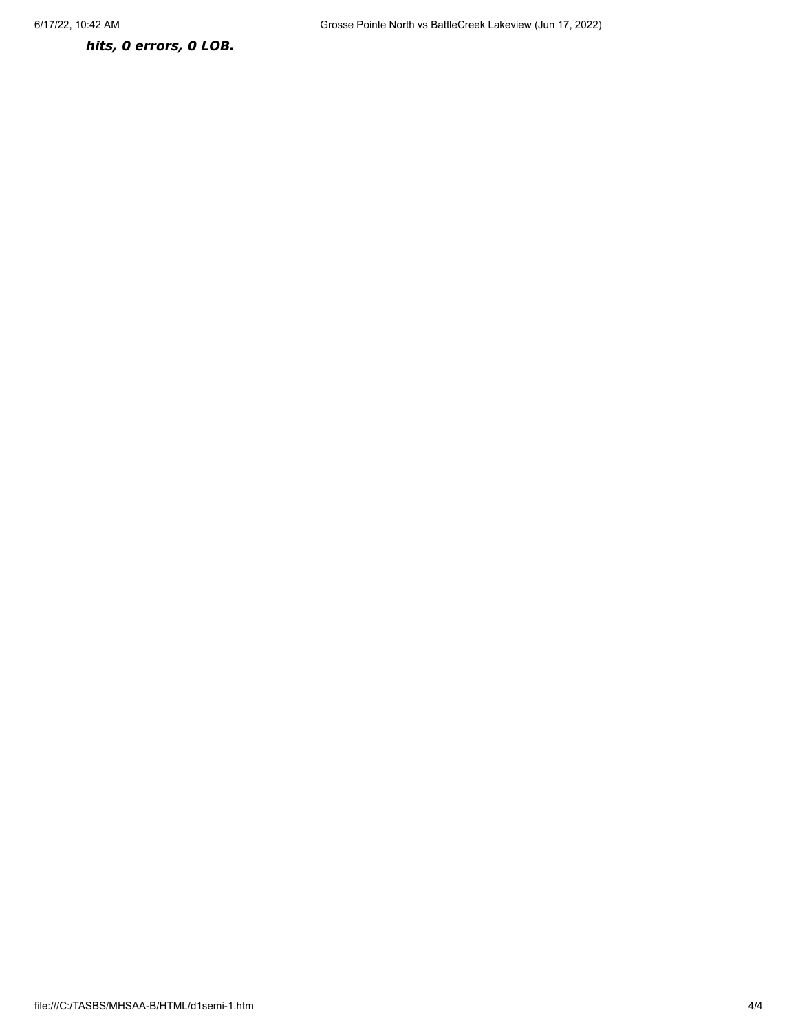***hits, 0 errors, 0 LOB.***